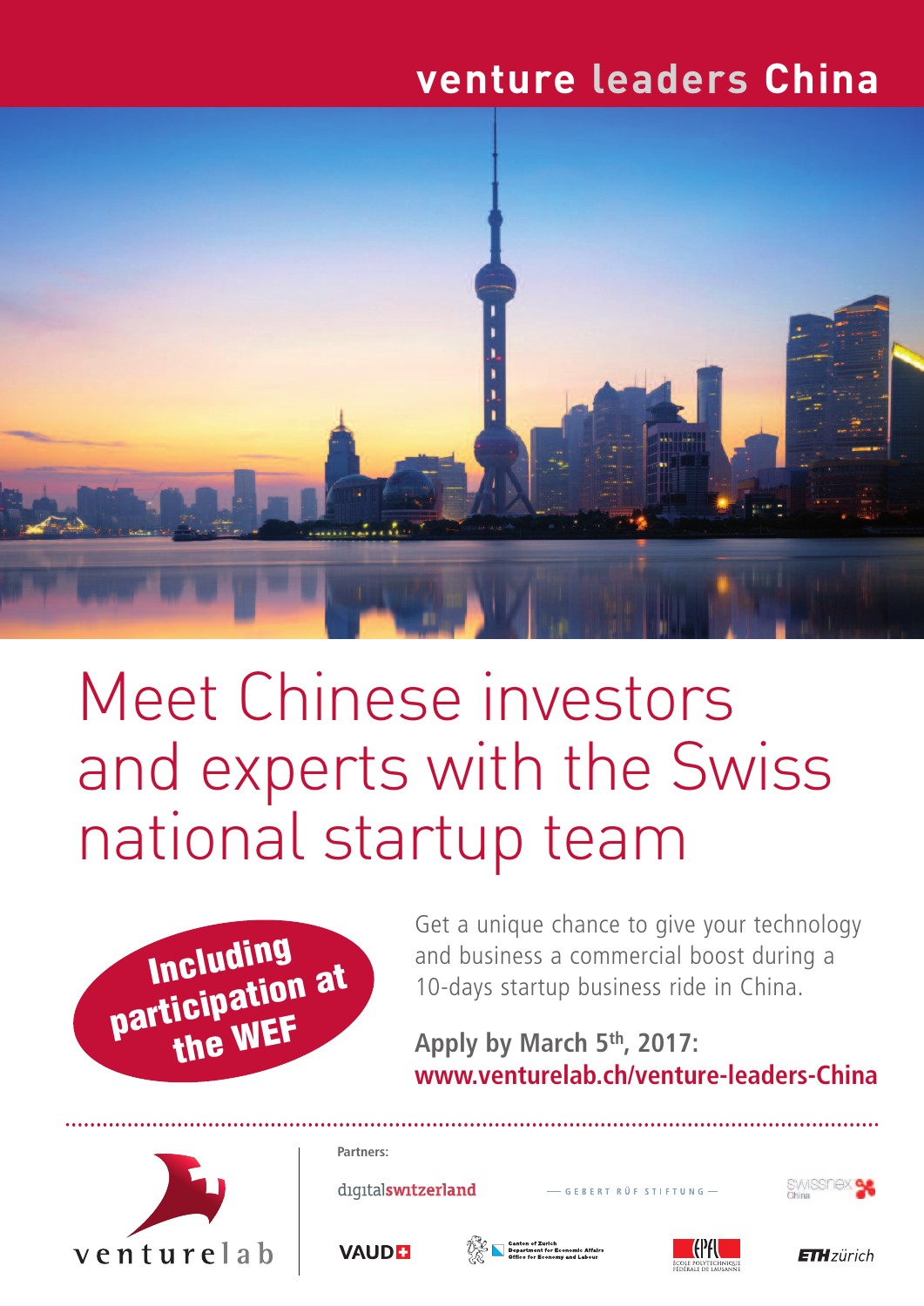# venture leaders China

## Meet Chinese investors and experts with the Swiss national startup team

**Including participation at the WEF**

Get a unique chance to give your technology and business a commercial boost during a 10-days startup business ride in China.

**Apply by March 5th, 2017:**
**www.venturelab.ch/venture-leaders-China**

venturelab

Partners:

digitalswitzerland — GEBERT RÜF STIFTUNG — swissnex China

VAUD — Canton of Zurich Department for Economic Affairs Office for Economy and Labour — EPFL École Polytechnique Fédérale de Lausanne — ETH zürich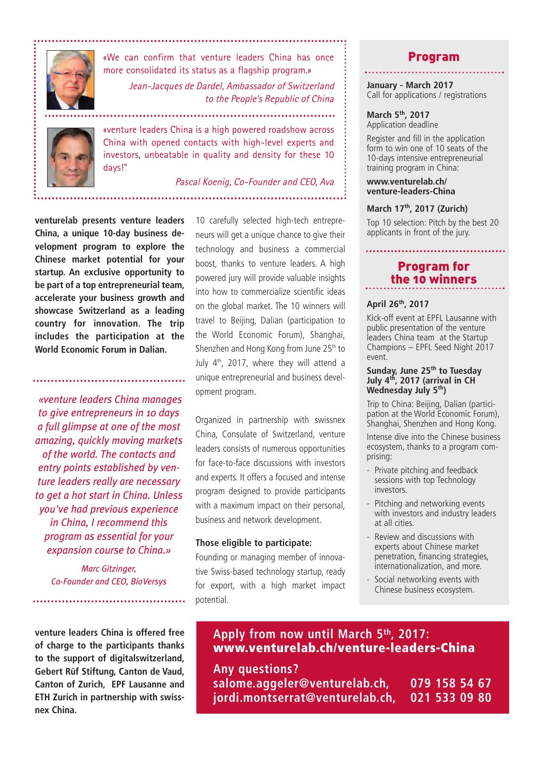«We can confirm that venture leaders China has once more consolidated its status as a flagship program.»

*Jean-Jacques de Dardel, Ambassador of Switzerland to the People's Republic of China*

«venture leaders China is a high powered roadshow across China with opened contacts with high-level experts and investors, unbeatable in quality and density for these 10 days!"

*Pascal Koenig, Co-Founder and CEO, Ava*

**venturelab presents venture leaders China, a unique 10-day business development program to explore the Chinese market potential for your startup. An exclusive opportunity to be part of a top entrepreneurial team, accelerate your business growth and showcase Switzerland as a leading country for innovation. The trip includes the participation at the World Economic Forum in Dalian.**

*«venture leaders China manages to give entrepreneurs in 10 days a full glimpse at one of the most amazing, quickly moving markets of the world. The contacts and entry points established by venture leaders really are necessary to get a hot start in China. Unless you've had previous experience in China, I recommend this program as essential for your expansion course to China.»*

*Marc Gitzinger, Co-Founder and CEO, BioVersys*

10 carefully selected high-tech entrepreneurs will get a unique chance to give their technology and business a commercial boost, thanks to venture leaders. A high powered jury will provide valuable insights into how to commercialize scientific ideas on the global market. The 10 winners will travel to Beijing, Dalian (participation to the World Economic Forum), Shanghai, Shenzhen and Hong Kong from June 25th to July 4th, 2017, where they will attend a unique entrepreneurial and business development program.

Organized in partnership with swissnex China, Consulate of Switzerland, venture leaders consists of numerous opportunities for face-to-face discussions with investors and experts. It offers a focused and intense program designed to provide participants with a maximum impact on their personal, business and network development.

**Those eligible to participate:**

Founding or managing member of innovative Swiss-based technology startup, ready for export, with a high market impact potential.

**venture leaders China is offered free of charge to the participants thanks to the support of digitalswitzerland, Gebert Rüf Stiftung, Canton de Vaud, Canton of Zurich, EPF Lausanne and ETH Zurich in partnership with swissnex China.**

## Program

**January - March 2017**
Call for applications / registrations

**March 5th, 2017**
Application deadline

Register and fill in the application form to win one of 10 seats of the 10-days intensive entrepreneurial training program in China:

**www.venturelab.ch/venture-leaders-China**

**March 17th, 2017 (Zurich)**

Top 10 selection: Pitch by the best 20 applicants in front of the jury.

## Program for the 10 winners

**April 26th, 2017**

Kick-off event at EPFL Lausanne with public presentation of the venture leaders China team at the Startup Champions – EPFL Seed Night 2017 event.

**Sunday, June 25th to Tuesday July 4th, 2017 (arrival in CH Wednesday July 5th)**

Trip to China: Beijing, Dalian (participation at the World Economic Forum), Shanghai, Shenzhen and Hong Kong.

Intense dive into the Chinese business ecosystem, thanks to a program comprising:

- Private pitching and feedback sessions with top Technology investors.
- Pitching and networking events with investors and industry leaders at all cities.
- Review and discussions with experts about Chinese market penetration, financing strategies, internationalization, and more.
- Social networking events with Chinese business ecosystem.

**Apply from now until March 5th, 2017:**
**www.venturelab.ch/venture-leaders-China**

**Any questions?**
**salome.aggeler@venturelab.ch, 079 158 54 67**
**jordi.montserrat@venturelab.ch, 021 533 09 80**